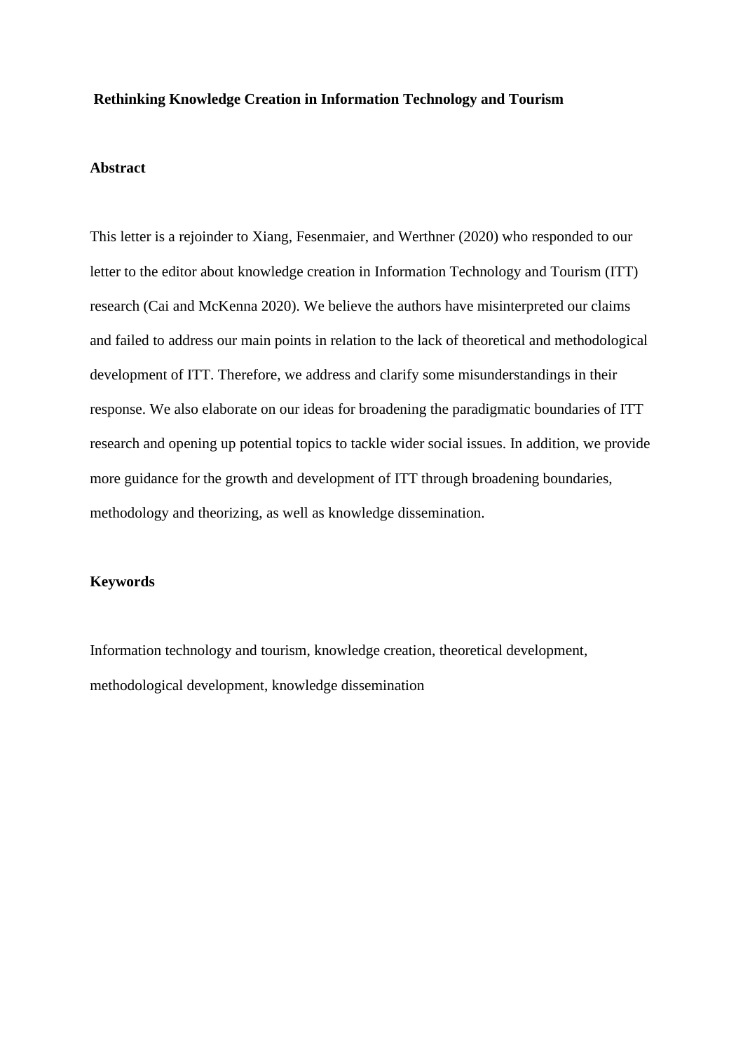# Rethinking Knowledge Creation in Information Technology and Tourism

## Abstract

This letter is a rejoinder to Xiang, Fesenmaier, and Werthner (2020) who responded to our letter to the editor about knowledge creation in Information Technology and Tourism (ITT) research (Cai and McKenna 2020). We believe the authors have misinterpreted our claims and failed to address our main points in relation to the lack of theoretical and methodological development of ITT. Therefore, we address and clarify some misunderstandings in their response. We also elaborate on our ideas for broadening the paradigmatic boundaries of ITT research and opening up potential topics to tackle wider social issues. In addition, we provide more guidance for the growth and development of ITT through broadening boundaries, methodology and theorizing, as well as knowledge dissemination.

## Keywords

Information technology and tourism, knowledge creation, theoretical development, methodological development, knowledge dissemination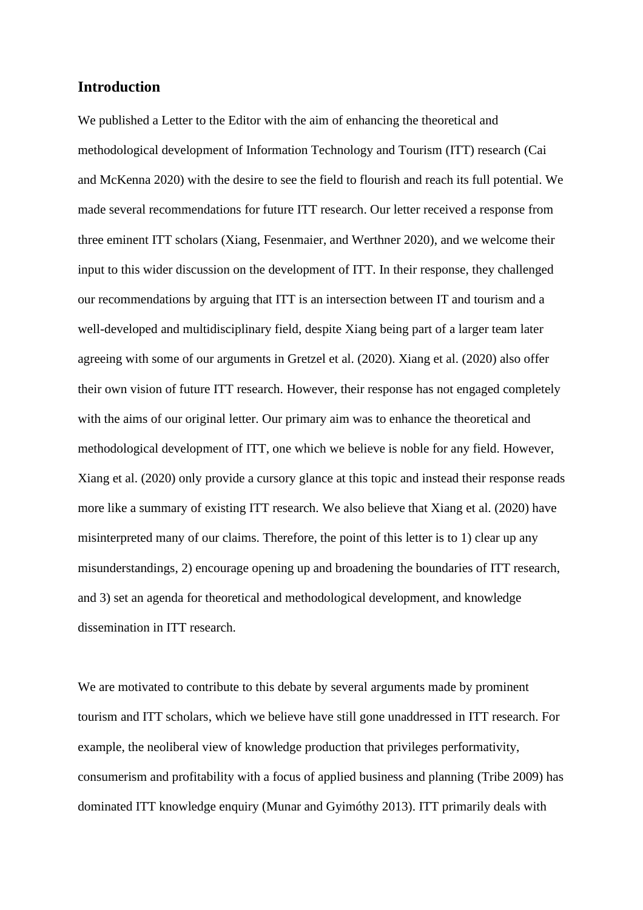## Introduction

We published a Letter to the Editor with the aim of enhancing the theoretical and methodological development of Information Technology and Tourism (ITT) research (Cai and McKenna 2020) with the desire to see the field to flourish and reach its full potential. We made several recommendations for future ITT research. Our letter received a response from three eminent ITT scholars (Xiang, Fesenmaier, and Werthner 2020), and we welcome their input to this wider discussion on the development of ITT. In their response, they challenged our recommendations by arguing that ITT is an intersection between IT and tourism and a well-developed and multidisciplinary field, despite Xiang being part of a larger team later agreeing with some of our arguments in Gretzel et al. (2020). Xiang et al. (2020) also offer their own vision of future ITT research. However, their response has not engaged completely with the aims of our original letter. Our primary aim was to enhance the theoretical and methodological development of ITT, one which we believe is noble for any field. However, Xiang et al. (2020) only provide a cursory glance at this topic and instead their response reads more like a summary of existing ITT research. We also believe that Xiang et al. (2020) have misinterpreted many of our claims. Therefore, the point of this letter is to 1) clear up any misunderstandings, 2) encourage opening up and broadening the boundaries of ITT research, and 3) set an agenda for theoretical and methodological development, and knowledge dissemination in ITT research.

We are motivated to contribute to this debate by several arguments made by prominent tourism and ITT scholars, which we believe have still gone unaddressed in ITT research. For example, the neoliberal view of knowledge production that privileges performativity, consumerism and profitability with a focus of applied business and planning (Tribe 2009) has dominated ITT knowledge enquiry (Munar and Gyimóthy 2013). ITT primarily deals with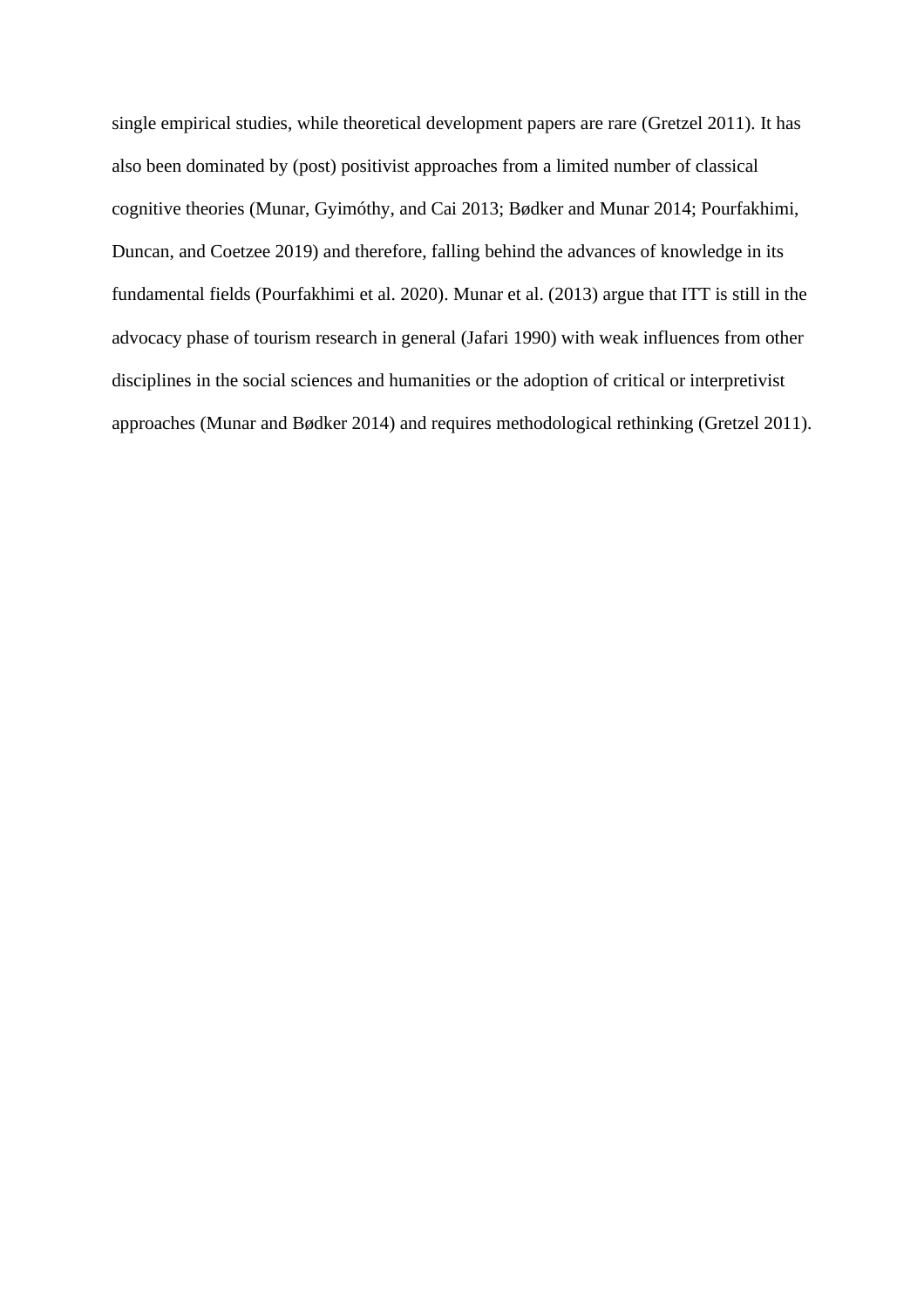single empirical studies, while theoretical development papers are rare (Gretzel 2011). It has also been dominated by (post) positivist approaches from a limited number of classical cognitive theories (Munar, Gyimóthy, and Cai 2013; Bødker and Munar 2014; Pourfakhimi, Duncan, and Coetzee 2019) and therefore, falling behind the advances of knowledge in its fundamental fields (Pourfakhimi et al. 2020). Munar et al. (2013) argue that ITT is still in the advocacy phase of tourism research in general (Jafari 1990) with weak influences from other disciplines in the social sciences and humanities or the adoption of critical or interpretivist approaches (Munar and Bødker 2014) and requires methodological rethinking (Gretzel 2011).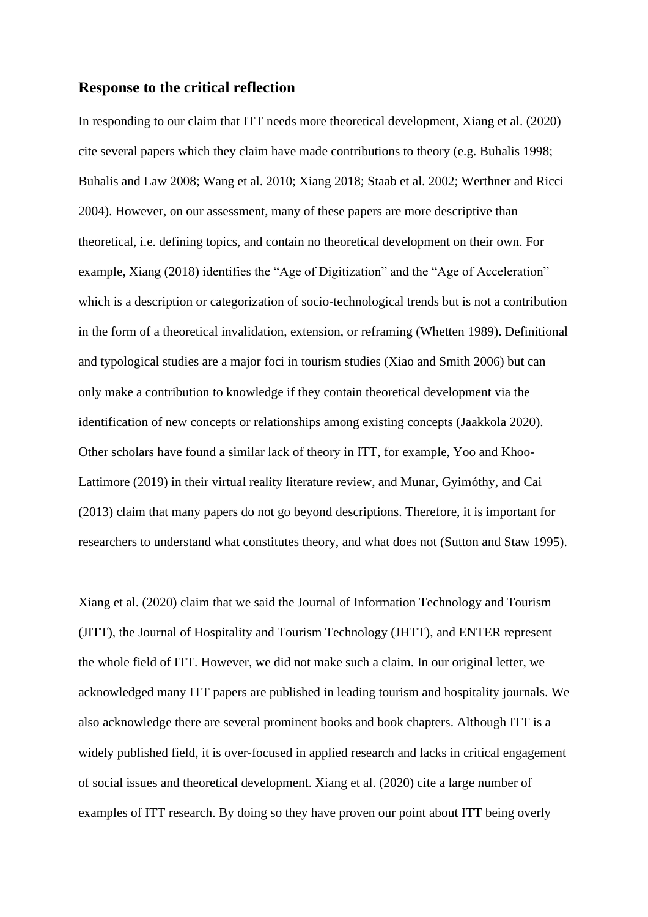## Response to the critical reflection

In responding to our claim that ITT needs more theoretical development, Xiang et al. (2020) cite several papers which they claim have made contributions to theory (e.g. Buhalis 1998; Buhalis and Law 2008; Wang et al. 2010; Xiang 2018; Staab et al. 2002; Werthner and Ricci 2004). However, on our assessment, many of these papers are more descriptive than theoretical, i.e. defining topics, and contain no theoretical development on their own. For example, Xiang (2018) identifies the "Age of Digitization" and the "Age of Acceleration" which is a description or categorization of socio-technological trends but is not a contribution in the form of a theoretical invalidation, extension, or reframing (Whetten 1989). Definitional and typological studies are a major foci in tourism studies (Xiao and Smith 2006) but can only make a contribution to knowledge if they contain theoretical development via the identification of new concepts or relationships among existing concepts (Jaakkola 2020). Other scholars have found a similar lack of theory in ITT, for example, Yoo and Khoo-Lattimore (2019) in their virtual reality literature review, and Munar, Gyimóthy, and Cai (2013) claim that many papers do not go beyond descriptions. Therefore, it is important for researchers to understand what constitutes theory, and what does not (Sutton and Staw 1995).

Xiang et al. (2020) claim that we said the Journal of Information Technology and Tourism (JITT), the Journal of Hospitality and Tourism Technology (JHTT), and ENTER represent the whole field of ITT. However, we did not make such a claim. In our original letter, we acknowledged many ITT papers are published in leading tourism and hospitality journals. We also acknowledge there are several prominent books and book chapters. Although ITT is a widely published field, it is over-focused in applied research and lacks in critical engagement of social issues and theoretical development. Xiang et al. (2020) cite a large number of examples of ITT research. By doing so they have proven our point about ITT being overly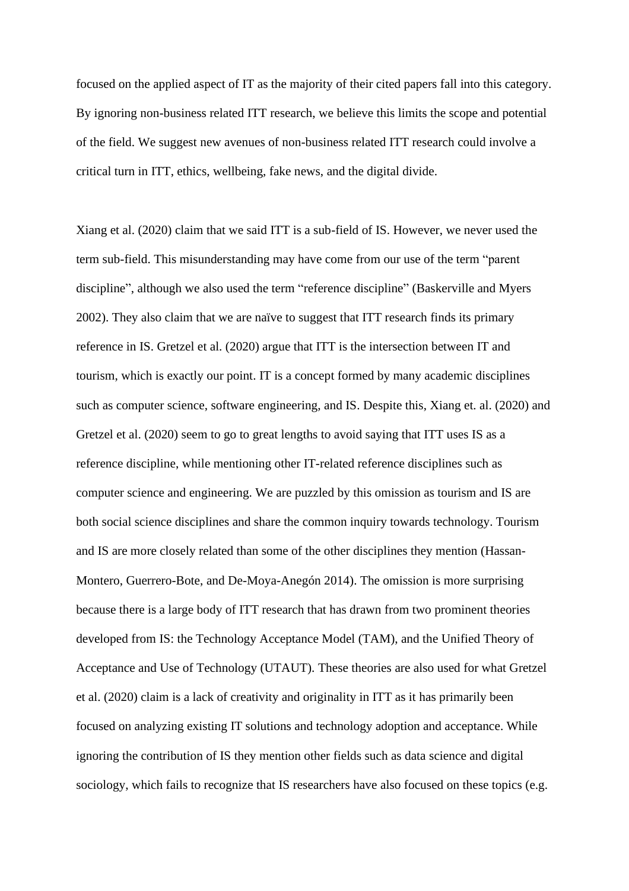focused on the applied aspect of IT as the majority of their cited papers fall into this category. By ignoring non-business related ITT research, we believe this limits the scope and potential of the field. We suggest new avenues of non-business related ITT research could involve a critical turn in ITT, ethics, wellbeing, fake news, and the digital divide.

Xiang et al. (2020) claim that we said ITT is a sub-field of IS. However, we never used the term sub-field. This misunderstanding may have come from our use of the term "parent discipline", although we also used the term "reference discipline" (Baskerville and Myers 2002). They also claim that we are naïve to suggest that ITT research finds its primary reference in IS. Gretzel et al. (2020) argue that ITT is the intersection between IT and tourism, which is exactly our point. IT is a concept formed by many academic disciplines such as computer science, software engineering, and IS. Despite this, Xiang et. al. (2020) and Gretzel et al. (2020) seem to go to great lengths to avoid saying that ITT uses IS as a reference discipline, while mentioning other IT-related reference disciplines such as computer science and engineering. We are puzzled by this omission as tourism and IS are both social science disciplines and share the common inquiry towards technology. Tourism and IS are more closely related than some of the other disciplines they mention (Hassan-Montero, Guerrero-Bote, and De-Moya-Anegón 2014). The omission is more surprising because there is a large body of ITT research that has drawn from two prominent theories developed from IS: the Technology Acceptance Model (TAM), and the Unified Theory of Acceptance and Use of Technology (UTAUT). These theories are also used for what Gretzel et al. (2020) claim is a lack of creativity and originality in ITT as it has primarily been focused on analyzing existing IT solutions and technology adoption and acceptance. While ignoring the contribution of IS they mention other fields such as data science and digital sociology, which fails to recognize that IS researchers have also focused on these topics (e.g.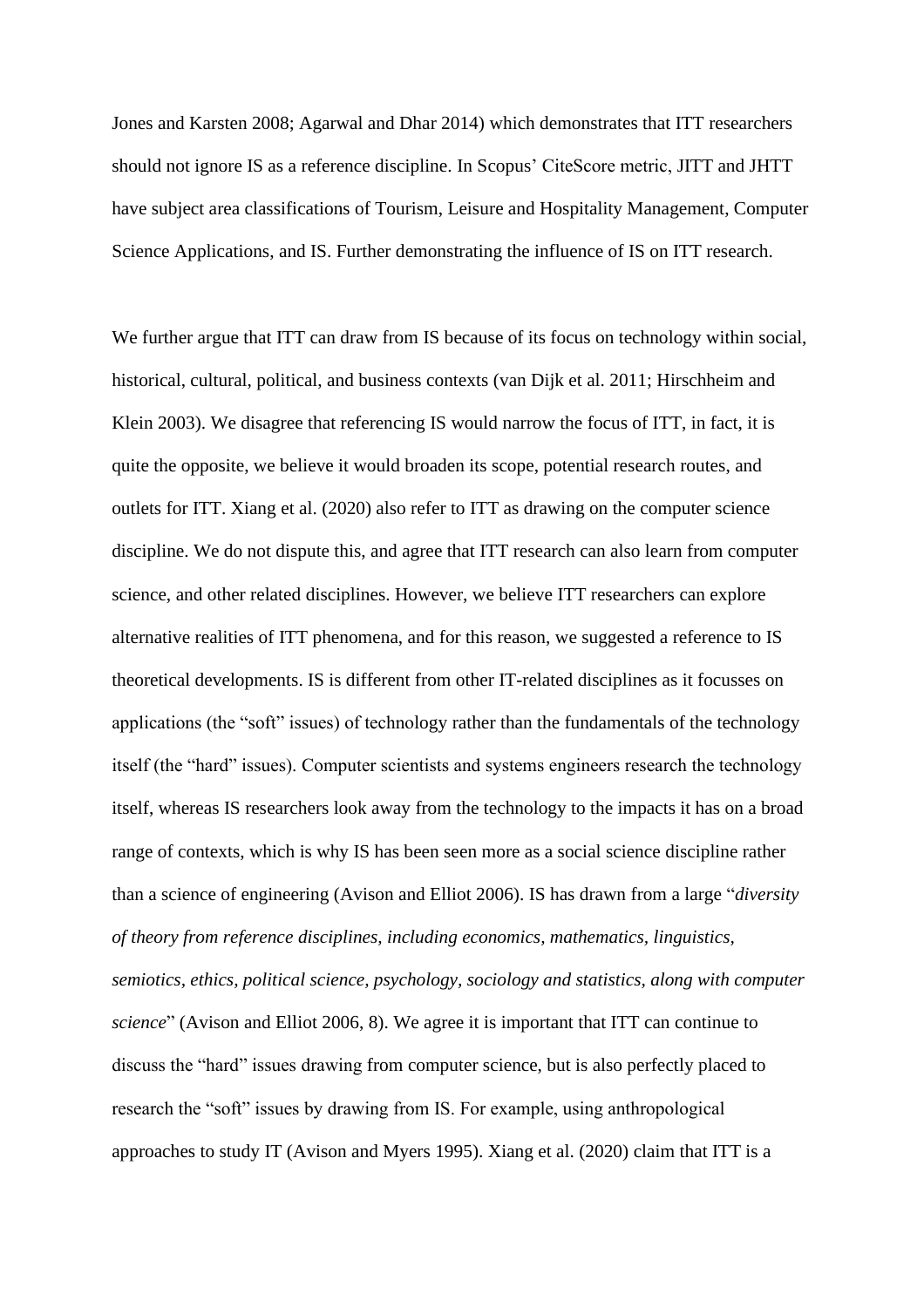Jones and Karsten 2008; Agarwal and Dhar 2014) which demonstrates that ITT researchers should not ignore IS as a reference discipline. In Scopus' CiteScore metric, JITT and JHTT have subject area classifications of Tourism, Leisure and Hospitality Management, Computer Science Applications, and IS. Further demonstrating the influence of IS on ITT research.

We further argue that ITT can draw from IS because of its focus on technology within social, historical, cultural, political, and business contexts (van Dijk et al. 2011; Hirschheim and Klein 2003). We disagree that referencing IS would narrow the focus of ITT, in fact, it is quite the opposite, we believe it would broaden its scope, potential research routes, and outlets for ITT. Xiang et al. (2020) also refer to ITT as drawing on the computer science discipline. We do not dispute this, and agree that ITT research can also learn from computer science, and other related disciplines. However, we believe ITT researchers can explore alternative realities of ITT phenomena, and for this reason, we suggested a reference to IS theoretical developments. IS is different from other IT-related disciplines as it focusses on applications (the "soft" issues) of technology rather than the fundamentals of the technology itself (the "hard" issues). Computer scientists and systems engineers research the technology itself, whereas IS researchers look away from the technology to the impacts it has on a broad range of contexts, which is why IS has been seen more as a social science discipline rather than a science of engineering (Avison and Elliot 2006). IS has drawn from a large "*diversity of theory from reference disciplines, including economics, mathematics, linguistics, semiotics, ethics, political science, psychology, sociology and statistics, along with computer science*" (Avison and Elliot 2006, 8). We agree it is important that ITT can continue to discuss the "hard" issues drawing from computer science, but is also perfectly placed to research the "soft" issues by drawing from IS. For example, using anthropological approaches to study IT (Avison and Myers 1995). Xiang et al. (2020) claim that ITT is a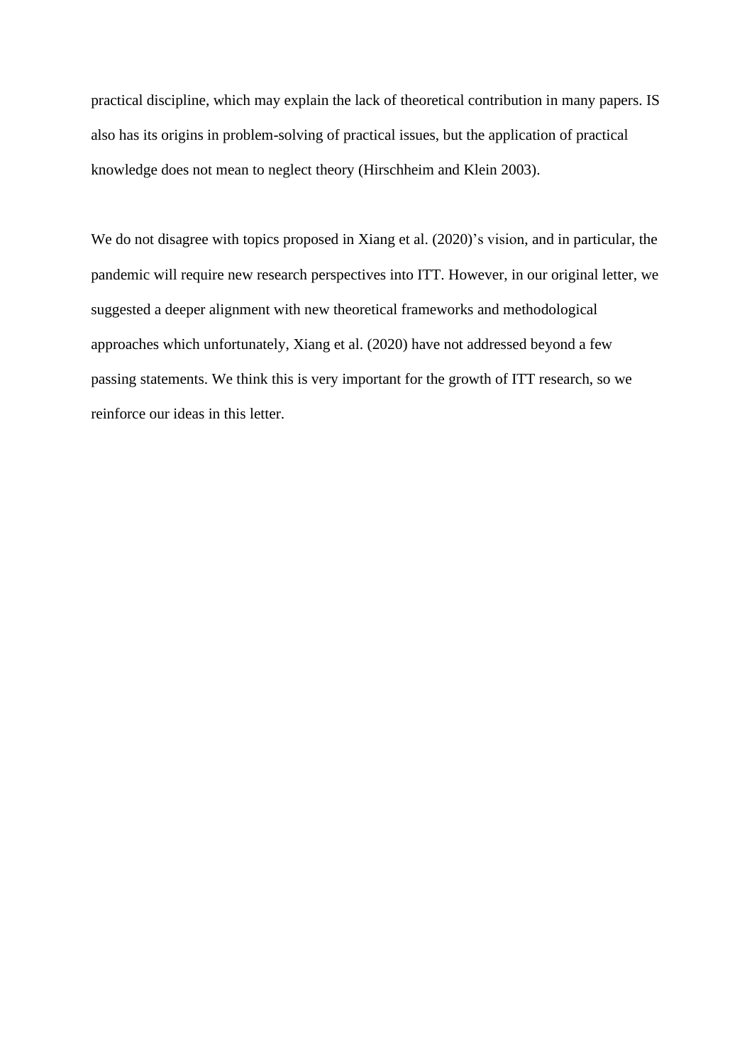practical discipline, which may explain the lack of theoretical contribution in many papers. IS also has its origins in problem-solving of practical issues, but the application of practical knowledge does not mean to neglect theory (Hirschheim and Klein 2003).

We do not disagree with topics proposed in Xiang et al. (2020)'s vision, and in particular, the pandemic will require new research perspectives into ITT. However, in our original letter, we suggested a deeper alignment with new theoretical frameworks and methodological approaches which unfortunately, Xiang et al. (2020) have not addressed beyond a few passing statements. We think this is very important for the growth of ITT research, so we reinforce our ideas in this letter.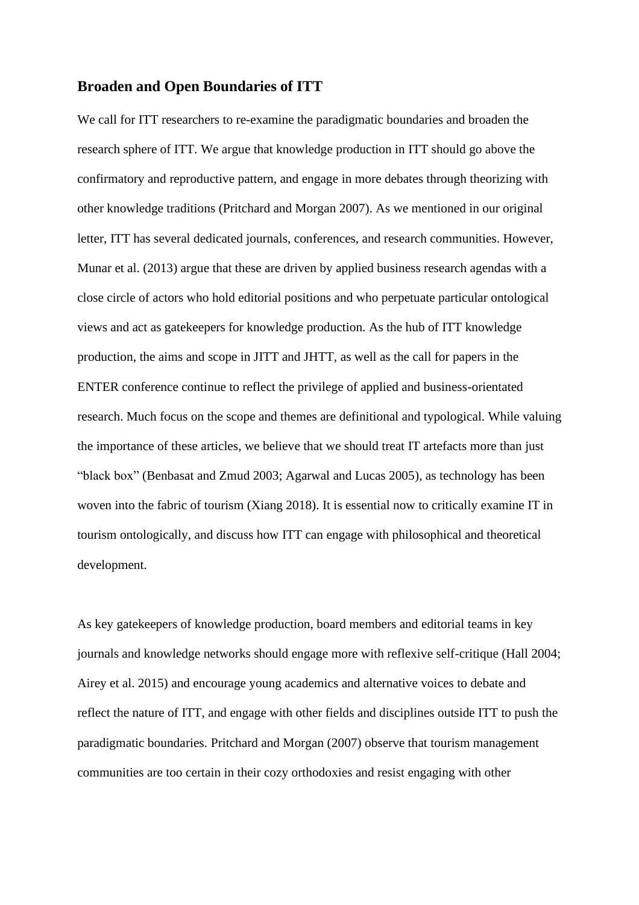## Broaden and Open Boundaries of ITT

We call for ITT researchers to re-examine the paradigmatic boundaries and broaden the research sphere of ITT. We argue that knowledge production in ITT should go above the confirmatory and reproductive pattern, and engage in more debates through theorizing with other knowledge traditions (Pritchard and Morgan 2007). As we mentioned in our original letter, ITT has several dedicated journals, conferences, and research communities. However, Munar et al. (2013) argue that these are driven by applied business research agendas with a close circle of actors who hold editorial positions and who perpetuate particular ontological views and act as gatekeepers for knowledge production. As the hub of ITT knowledge production, the aims and scope in JITT and JHTT, as well as the call for papers in the ENTER conference continue to reflect the privilege of applied and business-orientated research. Much focus on the scope and themes are definitional and typological. While valuing the importance of these articles, we believe that we should treat IT artefacts more than just "black box" (Benbasat and Zmud 2003; Agarwal and Lucas 2005), as technology has been woven into the fabric of tourism (Xiang 2018). It is essential now to critically examine IT in tourism ontologically, and discuss how ITT can engage with philosophical and theoretical development.

As key gatekeepers of knowledge production, board members and editorial teams in key journals and knowledge networks should engage more with reflexive self-critique (Hall 2004; Airey et al. 2015) and encourage young academics and alternative voices to debate and reflect the nature of ITT, and engage with other fields and disciplines outside ITT to push the paradigmatic boundaries. Pritchard and Morgan (2007) observe that tourism management communities are too certain in their cozy orthodoxies and resist engaging with other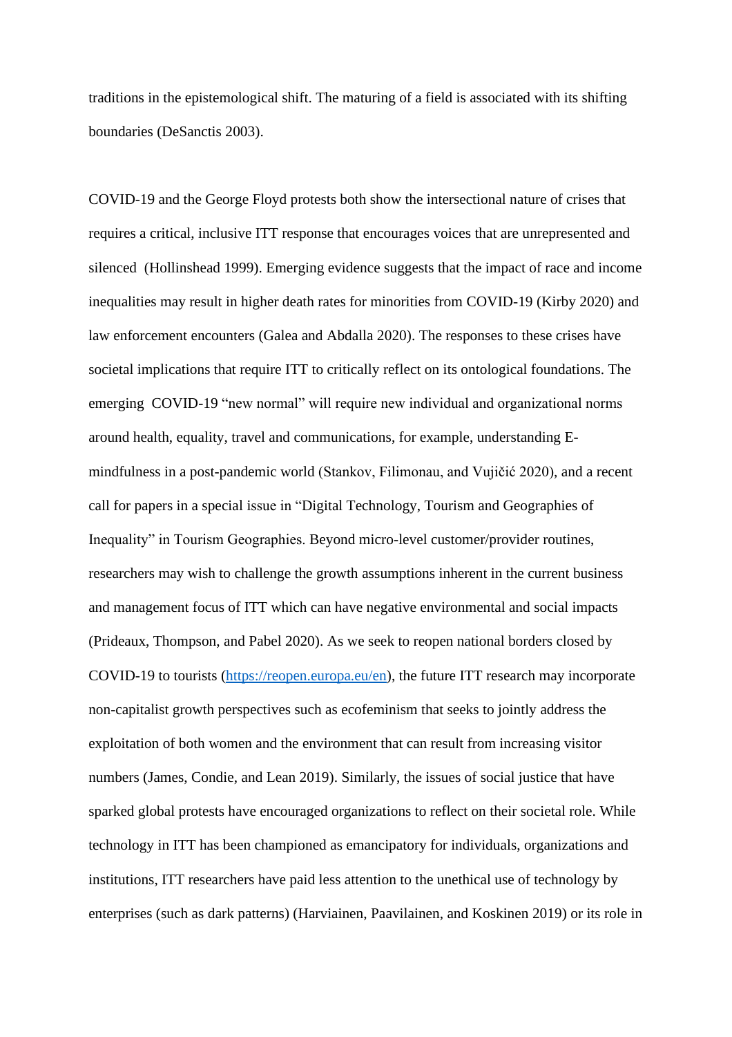traditions in the epistemological shift. The maturing of a field is associated with its shifting boundaries (DeSanctis 2003).

COVID-19 and the George Floyd protests both show the intersectional nature of crises that requires a critical, inclusive ITT response that encourages voices that are unrepresented and silenced (Hollinshead 1999). Emerging evidence suggests that the impact of race and income inequalities may result in higher death rates for minorities from COVID-19 (Kirby 2020) and law enforcement encounters (Galea and Abdalla 2020). The responses to these crises have societal implications that require ITT to critically reflect on its ontological foundations. The emerging COVID-19 "new normal" will require new individual and organizational norms around health, equality, travel and communications, for example, understanding E-mindfulness in a post-pandemic world (Stankov, Filimonau, and Vujičić 2020), and a recent call for papers in a special issue in "Digital Technology, Tourism and Geographies of Inequality" in Tourism Geographies. Beyond micro-level customer/provider routines, researchers may wish to challenge the growth assumptions inherent in the current business and management focus of ITT which can have negative environmental and social impacts (Prideaux, Thompson, and Pabel 2020). As we seek to reopen national borders closed by COVID-19 to tourists (https://reopen.europa.eu/en), the future ITT research may incorporate non-capitalist growth perspectives such as ecofeminism that seeks to jointly address the exploitation of both women and the environment that can result from increasing visitor numbers (James, Condie, and Lean 2019). Similarly, the issues of social justice that have sparked global protests have encouraged organizations to reflect on their societal role. While technology in ITT has been championed as emancipatory for individuals, organizations and institutions, ITT researchers have paid less attention to the unethical use of technology by enterprises (such as dark patterns) (Harviainen, Paavilainen, and Koskinen 2019) or its role in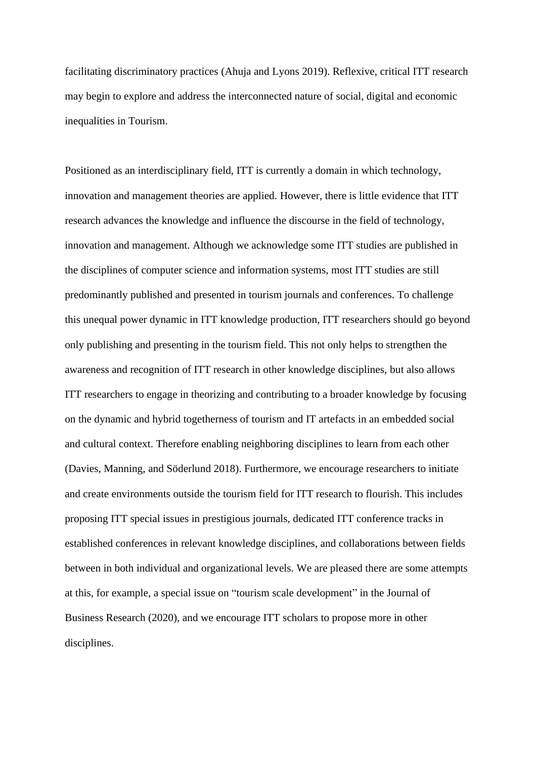facilitating discriminatory practices (Ahuja and Lyons 2019). Reflexive, critical ITT research may begin to explore and address the interconnected nature of social, digital and economic inequalities in Tourism.

Positioned as an interdisciplinary field, ITT is currently a domain in which technology, innovation and management theories are applied. However, there is little evidence that ITT research advances the knowledge and influence the discourse in the field of technology, innovation and management. Although we acknowledge some ITT studies are published in the disciplines of computer science and information systems, most ITT studies are still predominantly published and presented in tourism journals and conferences. To challenge this unequal power dynamic in ITT knowledge production, ITT researchers should go beyond only publishing and presenting in the tourism field. This not only helps to strengthen the awareness and recognition of ITT research in other knowledge disciplines, but also allows ITT researchers to engage in theorizing and contributing to a broader knowledge by focusing on the dynamic and hybrid togetherness of tourism and IT artefacts in an embedded social and cultural context. Therefore enabling neighboring disciplines to learn from each other (Davies, Manning, and Söderlund 2018). Furthermore, we encourage researchers to initiate and create environments outside the tourism field for ITT research to flourish. This includes proposing ITT special issues in prestigious journals, dedicated ITT conference tracks in established conferences in relevant knowledge disciplines, and collaborations between fields between in both individual and organizational levels. We are pleased there are some attempts at this, for example, a special issue on "tourism scale development" in the Journal of Business Research (2020), and we encourage ITT scholars to propose more in other disciplines.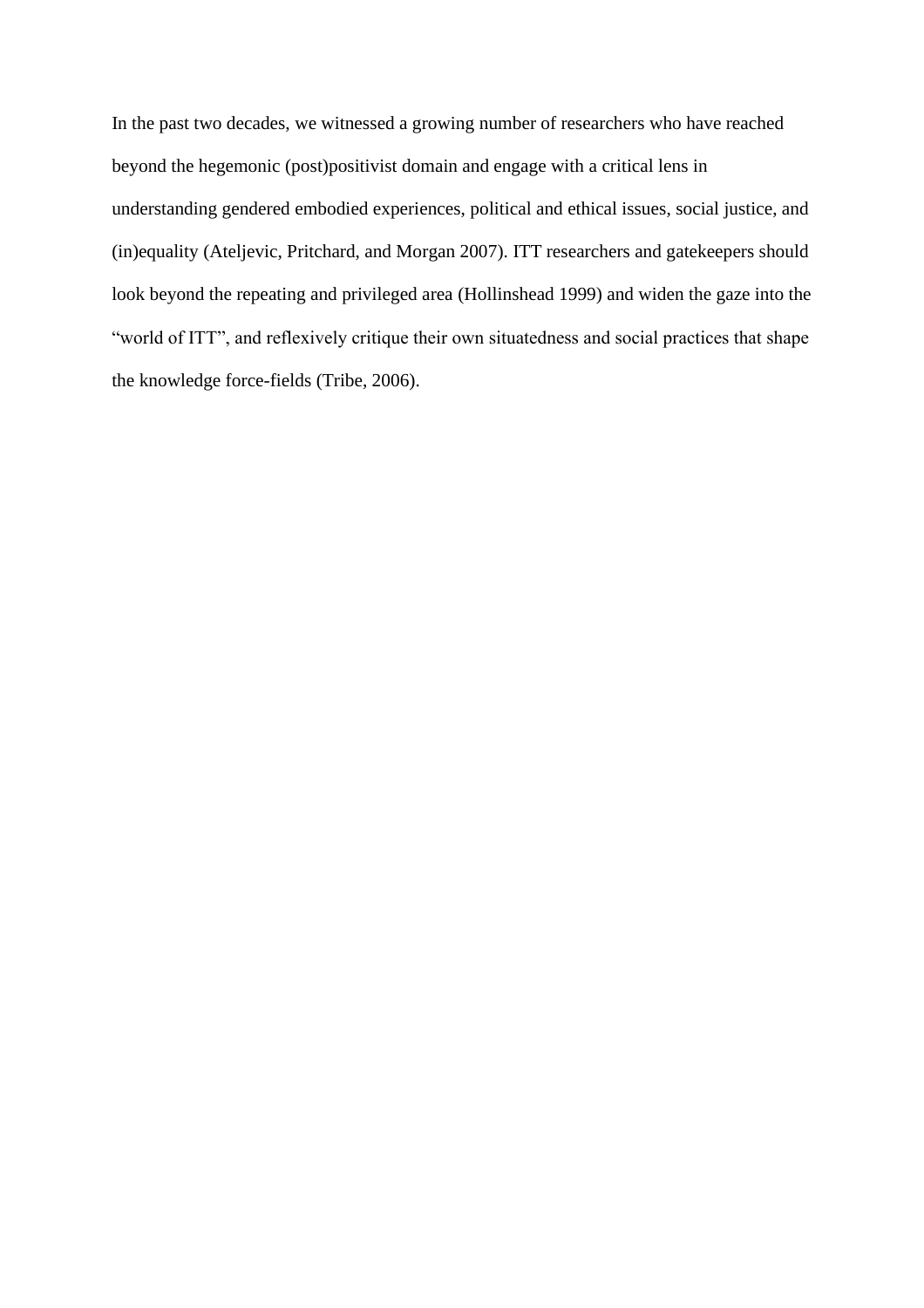In the past two decades, we witnessed a growing number of researchers who have reached beyond the hegemonic (post)positivist domain and engage with a critical lens in understanding gendered embodied experiences, political and ethical issues, social justice, and (in)equality (Ateljevic, Pritchard, and Morgan 2007). ITT researchers and gatekeepers should look beyond the repeating and privileged area (Hollinshead 1999) and widen the gaze into the “world of ITT”, and reflexively critique their own situatedness and social practices that shape the knowledge force-fields (Tribe, 2006).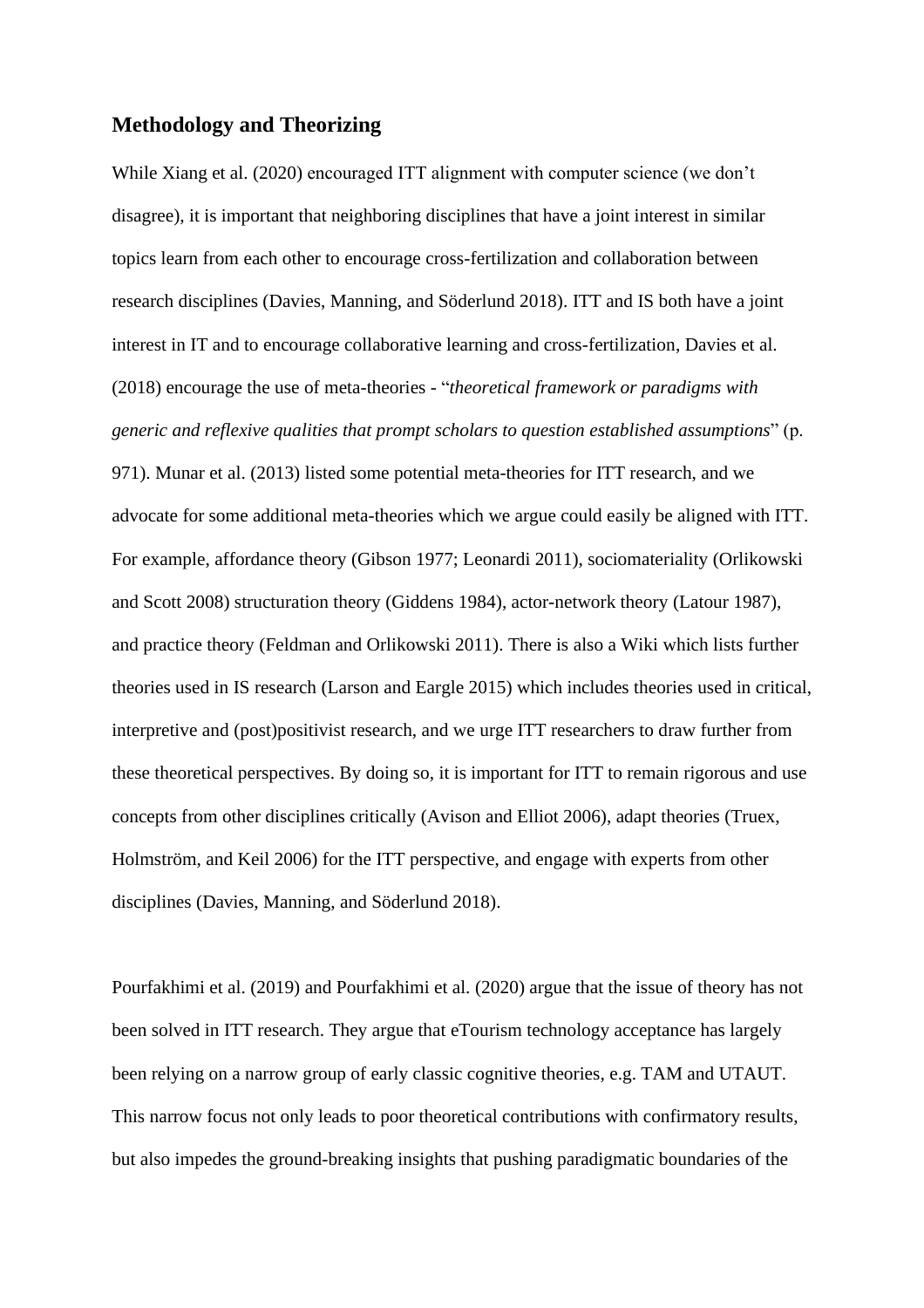## Methodology and Theorizing

While Xiang et al. (2020) encouraged ITT alignment with computer science (we don't disagree), it is important that neighboring disciplines that have a joint interest in similar topics learn from each other to encourage cross-fertilization and collaboration between research disciplines (Davies, Manning, and Söderlund 2018). ITT and IS both have a joint interest in IT and to encourage collaborative learning and cross-fertilization, Davies et al. (2018) encourage the use of meta-theories - "*theoretical framework or paradigms with generic and reflexive qualities that prompt scholars to question established assumptions*" (p. 971). Munar et al. (2013) listed some potential meta-theories for ITT research, and we advocate for some additional meta-theories which we argue could easily be aligned with ITT. For example, affordance theory (Gibson 1977; Leonardi 2011), sociomateriality (Orlikowski and Scott 2008) structuration theory (Giddens 1984), actor-network theory (Latour 1987), and practice theory (Feldman and Orlikowski 2011). There is also a Wiki which lists further theories used in IS research (Larson and Eargle 2015) which includes theories used in critical, interpretive and (post)positivist research, and we urge ITT researchers to draw further from these theoretical perspectives. By doing so, it is important for ITT to remain rigorous and use concepts from other disciplines critically (Avison and Elliot 2006), adapt theories (Truex, Holmström, and Keil 2006) for the ITT perspective, and engage with experts from other disciplines (Davies, Manning, and Söderlund 2018).

Pourfakhimi et al. (2019) and Pourfakhimi et al. (2020) argue that the issue of theory has not been solved in ITT research. They argue that eTourism technology acceptance has largely been relying on a narrow group of early classic cognitive theories, e.g. TAM and UTAUT. This narrow focus not only leads to poor theoretical contributions with confirmatory results, but also impedes the ground-breaking insights that pushing paradigmatic boundaries of the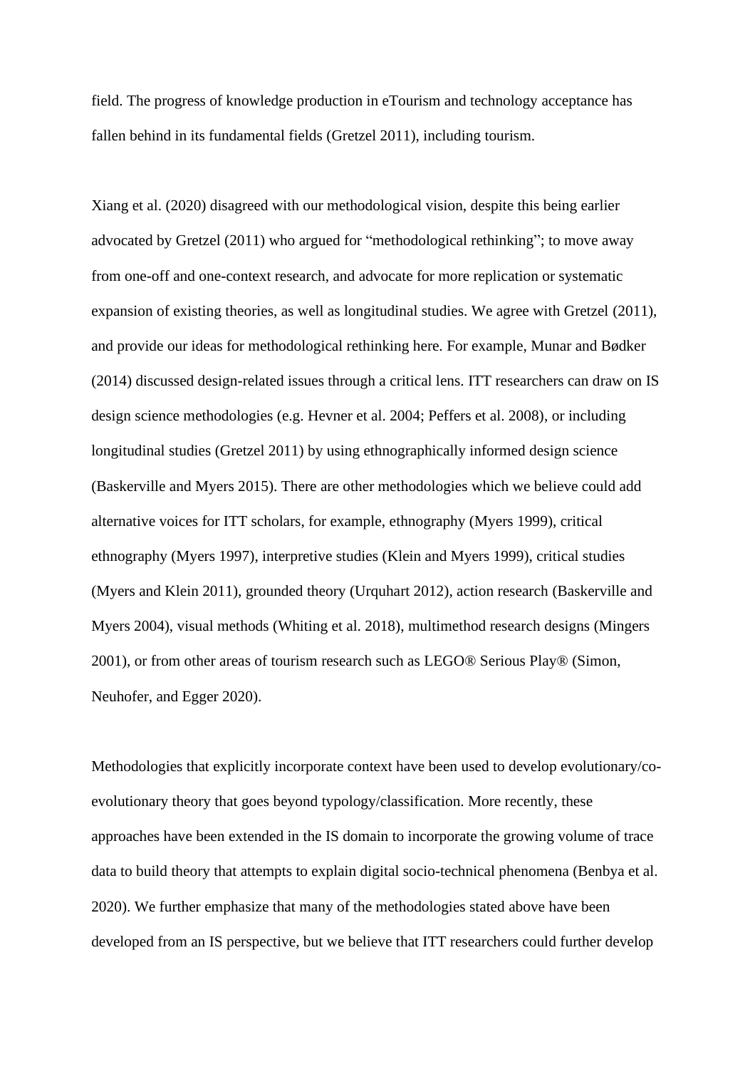field. The progress of knowledge production in eTourism and technology acceptance has fallen behind in its fundamental fields (Gretzel 2011), including tourism.

Xiang et al. (2020) disagreed with our methodological vision, despite this being earlier advocated by Gretzel (2011) who argued for "methodological rethinking"; to move away from one-off and one-context research, and advocate for more replication or systematic expansion of existing theories, as well as longitudinal studies. We agree with Gretzel (2011), and provide our ideas for methodological rethinking here. For example, Munar and Bødker (2014) discussed design-related issues through a critical lens. ITT researchers can draw on IS design science methodologies (e.g. Hevner et al. 2004; Peffers et al. 2008), or including longitudinal studies (Gretzel 2011) by using ethnographically informed design science (Baskerville and Myers 2015). There are other methodologies which we believe could add alternative voices for ITT scholars, for example, ethnography (Myers 1999), critical ethnography (Myers 1997), interpretive studies (Klein and Myers 1999), critical studies (Myers and Klein 2011), grounded theory (Urquhart 2012), action research (Baskerville and Myers 2004), visual methods (Whiting et al. 2018), multimethod research designs (Mingers 2001), or from other areas of tourism research such as LEGO® Serious Play® (Simon, Neuhofer, and Egger 2020).

Methodologies that explicitly incorporate context have been used to develop evolutionary/co-evolutionary theory that goes beyond typology/classification. More recently, these approaches have been extended in the IS domain to incorporate the growing volume of trace data to build theory that attempts to explain digital socio-technical phenomena (Benbya et al. 2020). We further emphasize that many of the methodologies stated above have been developed from an IS perspective, but we believe that ITT researchers could further develop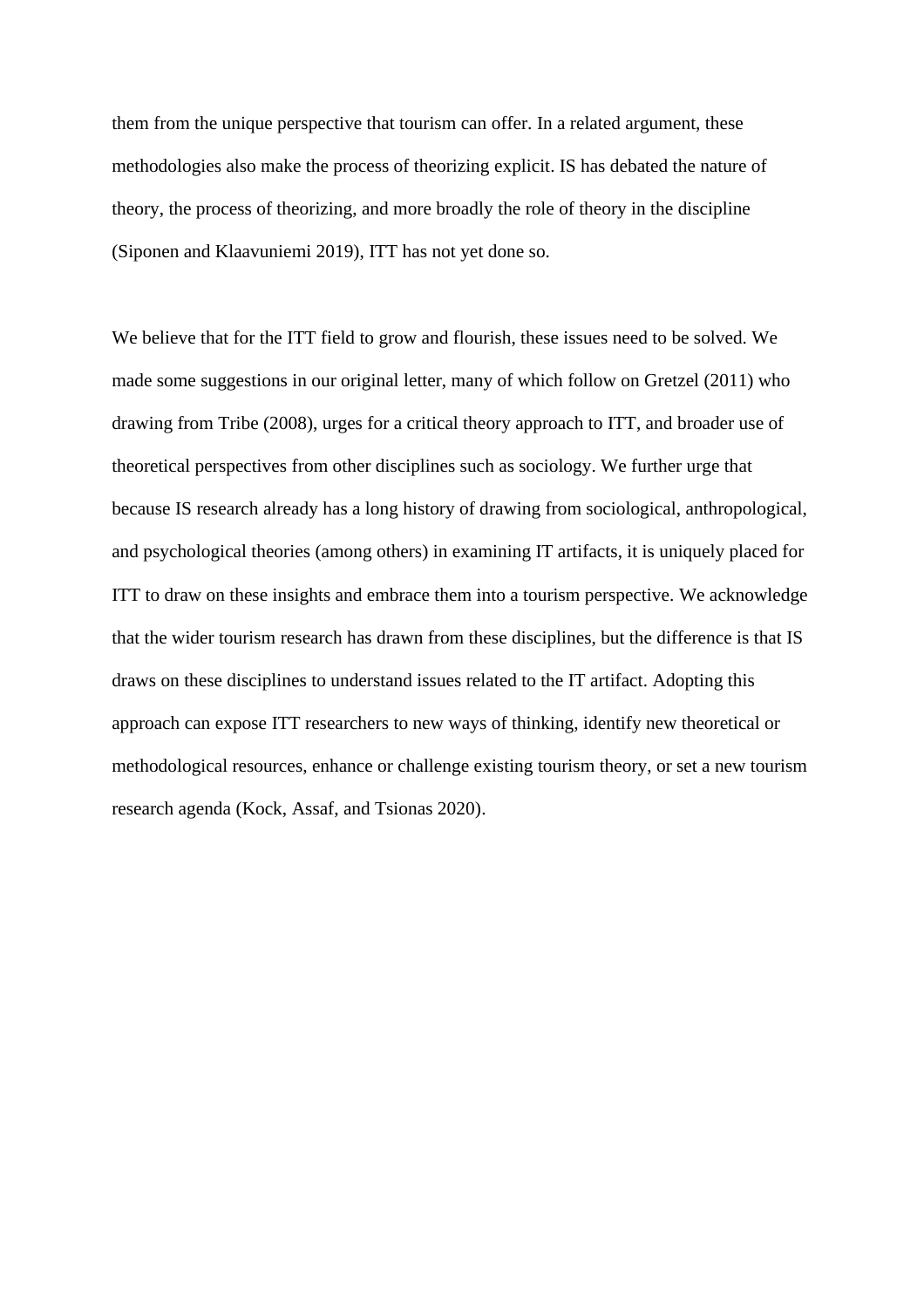them from the unique perspective that tourism can offer. In a related argument, these methodologies also make the process of theorizing explicit. IS has debated the nature of theory, the process of theorizing, and more broadly the role of theory in the discipline (Siponen and Klaavuniemi 2019), ITT has not yet done so.

We believe that for the ITT field to grow and flourish, these issues need to be solved. We made some suggestions in our original letter, many of which follow on Gretzel (2011) who drawing from Tribe (2008), urges for a critical theory approach to ITT, and broader use of theoretical perspectives from other disciplines such as sociology. We further urge that because IS research already has a long history of drawing from sociological, anthropological, and psychological theories (among others) in examining IT artifacts, it is uniquely placed for ITT to draw on these insights and embrace them into a tourism perspective. We acknowledge that the wider tourism research has drawn from these disciplines, but the difference is that IS draws on these disciplines to understand issues related to the IT artifact. Adopting this approach can expose ITT researchers to new ways of thinking, identify new theoretical or methodological resources, enhance or challenge existing tourism theory, or set a new tourism research agenda (Kock, Assaf, and Tsionas 2020).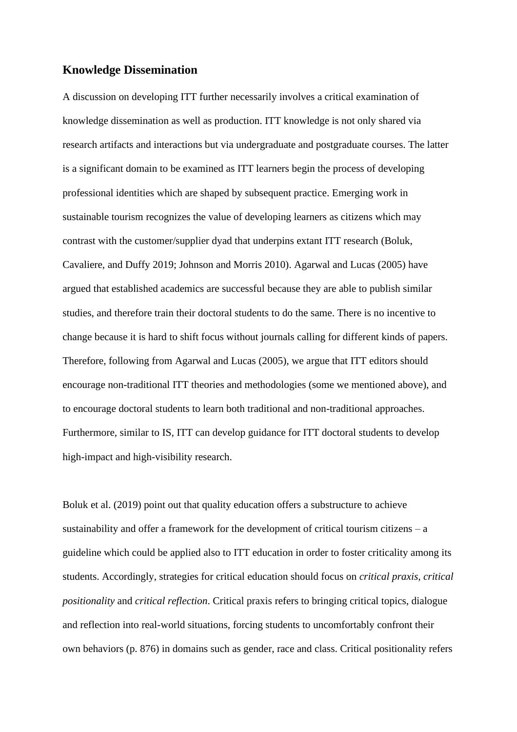## Knowledge Dissemination

A discussion on developing ITT further necessarily involves a critical examination of knowledge dissemination as well as production. ITT knowledge is not only shared via research artifacts and interactions but via undergraduate and postgraduate courses. The latter is a significant domain to be examined as ITT learners begin the process of developing professional identities which are shaped by subsequent practice. Emerging work in sustainable tourism recognizes the value of developing learners as citizens which may contrast with the customer/supplier dyad that underpins extant ITT research (Boluk, Cavaliere, and Duffy 2019; Johnson and Morris 2010). Agarwal and Lucas (2005) have argued that established academics are successful because they are able to publish similar studies, and therefore train their doctoral students to do the same. There is no incentive to change because it is hard to shift focus without journals calling for different kinds of papers. Therefore, following from Agarwal and Lucas (2005), we argue that ITT editors should encourage non-traditional ITT theories and methodologies (some we mentioned above), and to encourage doctoral students to learn both traditional and non-traditional approaches. Furthermore, similar to IS, ITT can develop guidance for ITT doctoral students to develop high-impact and high-visibility research.

Boluk et al. (2019) point out that quality education offers a substructure to achieve sustainability and offer a framework for the development of critical tourism citizens – a guideline which could be applied also to ITT education in order to foster criticality among its students. Accordingly, strategies for critical education should focus on *critical praxis, critical positionality* and *critical reflection*. Critical praxis refers to bringing critical topics, dialogue and reflection into real-world situations, forcing students to uncomfortably confront their own behaviors (p. 876) in domains such as gender, race and class. Critical positionality refers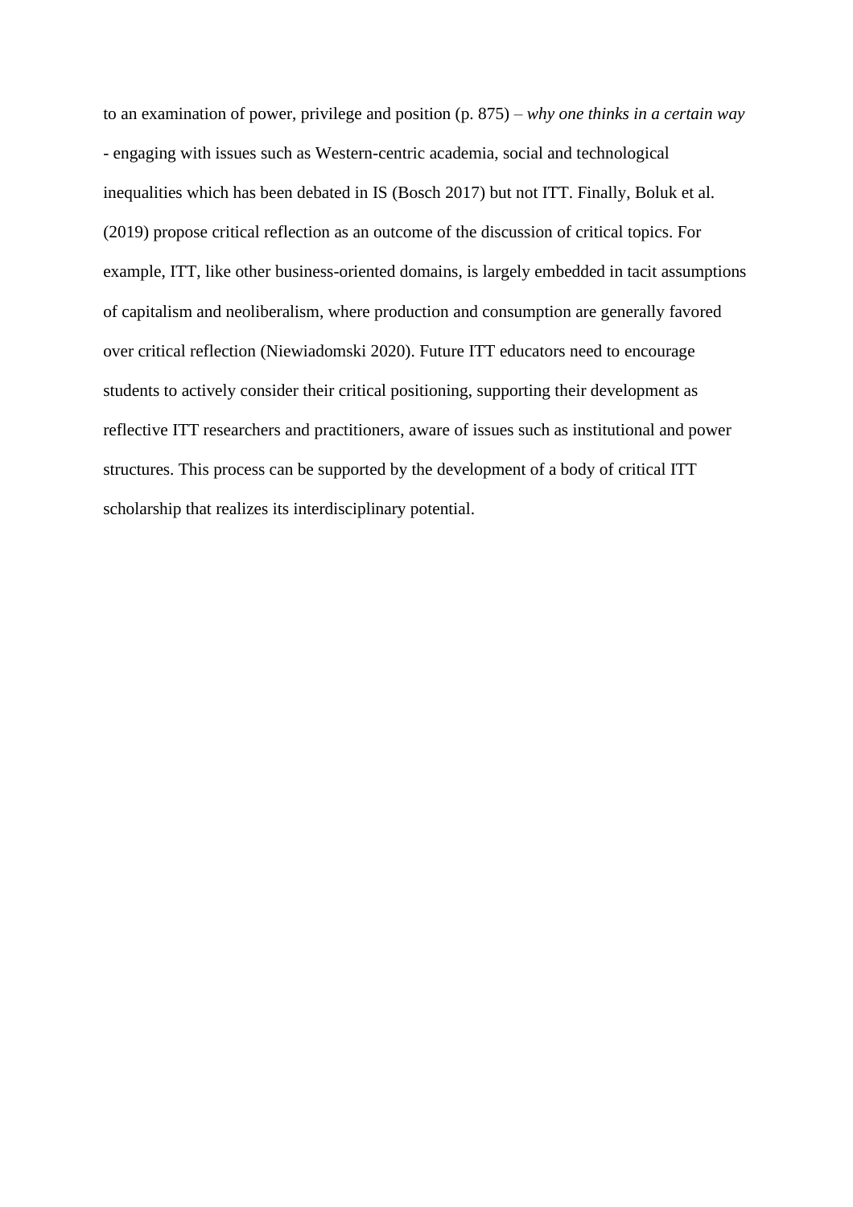to an examination of power, privilege and position (p. 875) – *why one thinks in a certain way* - engaging with issues such as Western-centric academia, social and technological inequalities which has been debated in IS (Bosch 2017) but not ITT. Finally, Boluk et al. (2019) propose critical reflection as an outcome of the discussion of critical topics. For example, ITT, like other business-oriented domains, is largely embedded in tacit assumptions of capitalism and neoliberalism, where production and consumption are generally favored over critical reflection (Niewiadomski 2020). Future ITT educators need to encourage students to actively consider their critical positioning, supporting their development as reflective ITT researchers and practitioners, aware of issues such as institutional and power structures. This process can be supported by the development of a body of critical ITT scholarship that realizes its interdisciplinary potential.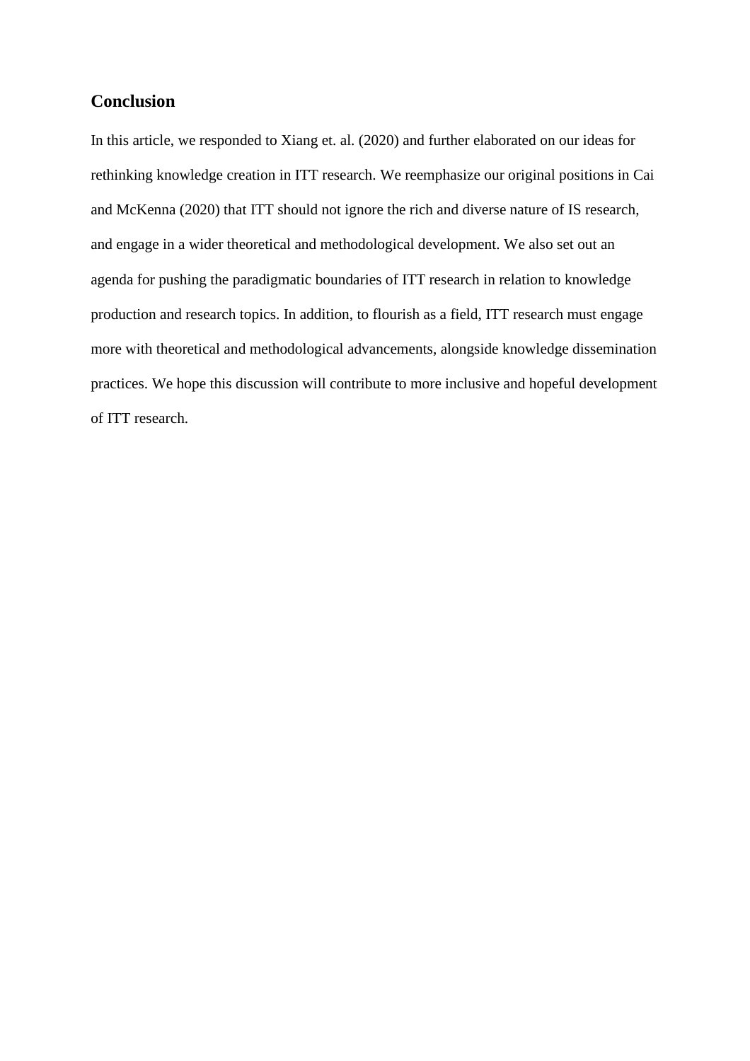## Conclusion

In this article, we responded to Xiang et. al. (2020) and further elaborated on our ideas for rethinking knowledge creation in ITT research. We reemphasize our original positions in Cai and McKenna (2020) that ITT should not ignore the rich and diverse nature of IS research, and engage in a wider theoretical and methodological development. We also set out an agenda for pushing the paradigmatic boundaries of ITT research in relation to knowledge production and research topics. In addition, to flourish as a field, ITT research must engage more with theoretical and methodological advancements, alongside knowledge dissemination practices. We hope this discussion will contribute to more inclusive and hopeful development of ITT research.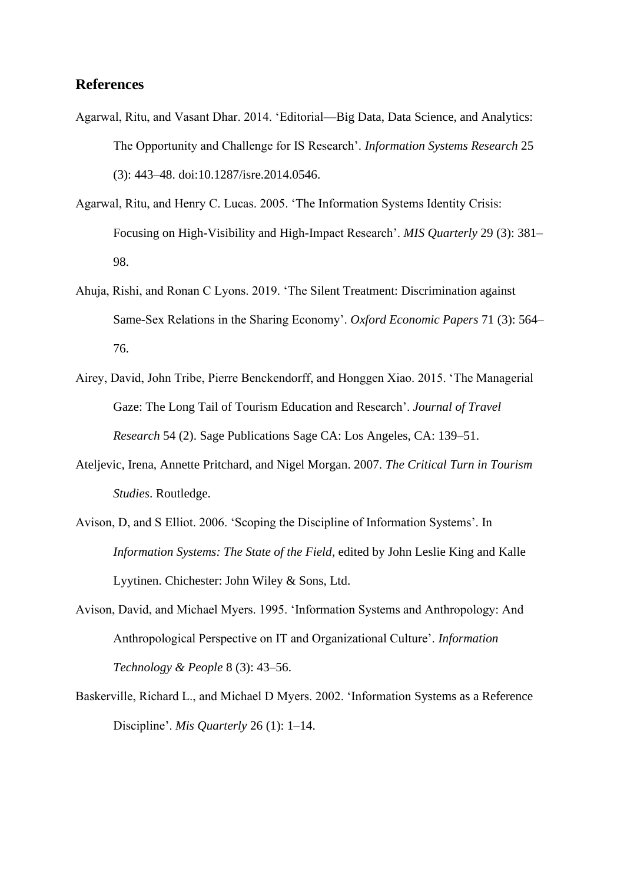## References

Agarwal, Ritu, and Vasant Dhar. 2014. 'Editorial—Big Data, Data Science, and Analytics: The Opportunity and Challenge for IS Research'. *Information Systems Research* 25 (3): 443–48. doi:10.1287/isre.2014.0546.

Agarwal, Ritu, and Henry C. Lucas. 2005. 'The Information Systems Identity Crisis: Focusing on High-Visibility and High-Impact Research'. *MIS Quarterly* 29 (3): 381–98.

Ahuja, Rishi, and Ronan C Lyons. 2019. 'The Silent Treatment: Discrimination against Same-Sex Relations in the Sharing Economy'. *Oxford Economic Papers* 71 (3): 564–76.

Airey, David, John Tribe, Pierre Benckendorff, and Honggen Xiao. 2015. 'The Managerial Gaze: The Long Tail of Tourism Education and Research'. *Journal of Travel Research* 54 (2). Sage Publications Sage CA: Los Angeles, CA: 139–51.

Ateljevic, Irena, Annette Pritchard, and Nigel Morgan. 2007. *The Critical Turn in Tourism Studies*. Routledge.

Avison, D, and S Elliot. 2006. 'Scoping the Discipline of Information Systems'. In *Information Systems: The State of the Field*, edited by John Leslie King and Kalle Lyytinen. Chichester: John Wiley & Sons, Ltd.

Avison, David, and Michael Myers. 1995. 'Information Systems and Anthropology: And Anthropological Perspective on IT and Organizational Culture'. *Information Technology & People* 8 (3): 43–56.

Baskerville, Richard L., and Michael D Myers. 2002. 'Information Systems as a Reference Discipline'. *Mis Quarterly* 26 (1): 1–14.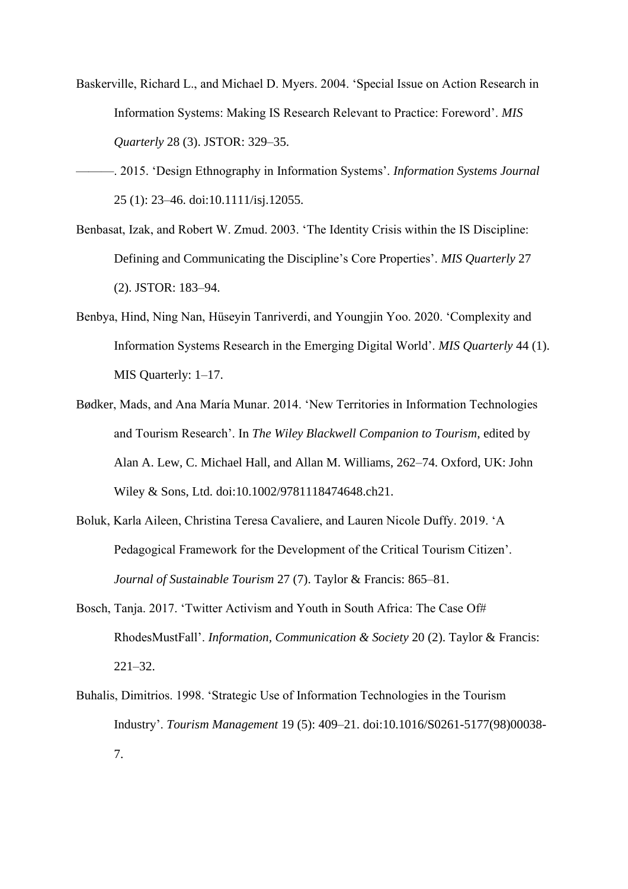Baskerville, Richard L., and Michael D. Myers. 2004. 'Special Issue on Action Research in Information Systems: Making IS Research Relevant to Practice: Foreword'. *MIS Quarterly* 28 (3). JSTOR: 329–35.

———. 2015. 'Design Ethnography in Information Systems'. *Information Systems Journal* 25 (1): 23–46. doi:10.1111/isj.12055.

Benbasat, Izak, and Robert W. Zmud. 2003. 'The Identity Crisis within the IS Discipline: Defining and Communicating the Discipline's Core Properties'. *MIS Quarterly* 27 (2). JSTOR: 183–94.

Benbya, Hind, Ning Nan, Hüseyin Tanriverdi, and Youngjin Yoo. 2020. 'Complexity and Information Systems Research in the Emerging Digital World'. *MIS Quarterly* 44 (1). MIS Quarterly: 1–17.

Bødker, Mads, and Ana María Munar. 2014. 'New Territories in Information Technologies and Tourism Research'. In *The Wiley Blackwell Companion to Tourism*, edited by Alan A. Lew, C. Michael Hall, and Allan M. Williams, 262–74. Oxford, UK: John Wiley & Sons, Ltd. doi:10.1002/9781118474648.ch21.

Boluk, Karla Aileen, Christina Teresa Cavaliere, and Lauren Nicole Duffy. 2019. 'A Pedagogical Framework for the Development of the Critical Tourism Citizen'. *Journal of Sustainable Tourism* 27 (7). Taylor & Francis: 865–81.

Bosch, Tanja. 2017. 'Twitter Activism and Youth in South Africa: The Case Of# RhodesMustFall'. *Information, Communication & Society* 20 (2). Taylor & Francis: 221–32.

Buhalis, Dimitrios. 1998. 'Strategic Use of Information Technologies in the Tourism Industry'. *Tourism Management* 19 (5): 409–21. doi:10.1016/S0261-5177(98)00038-7.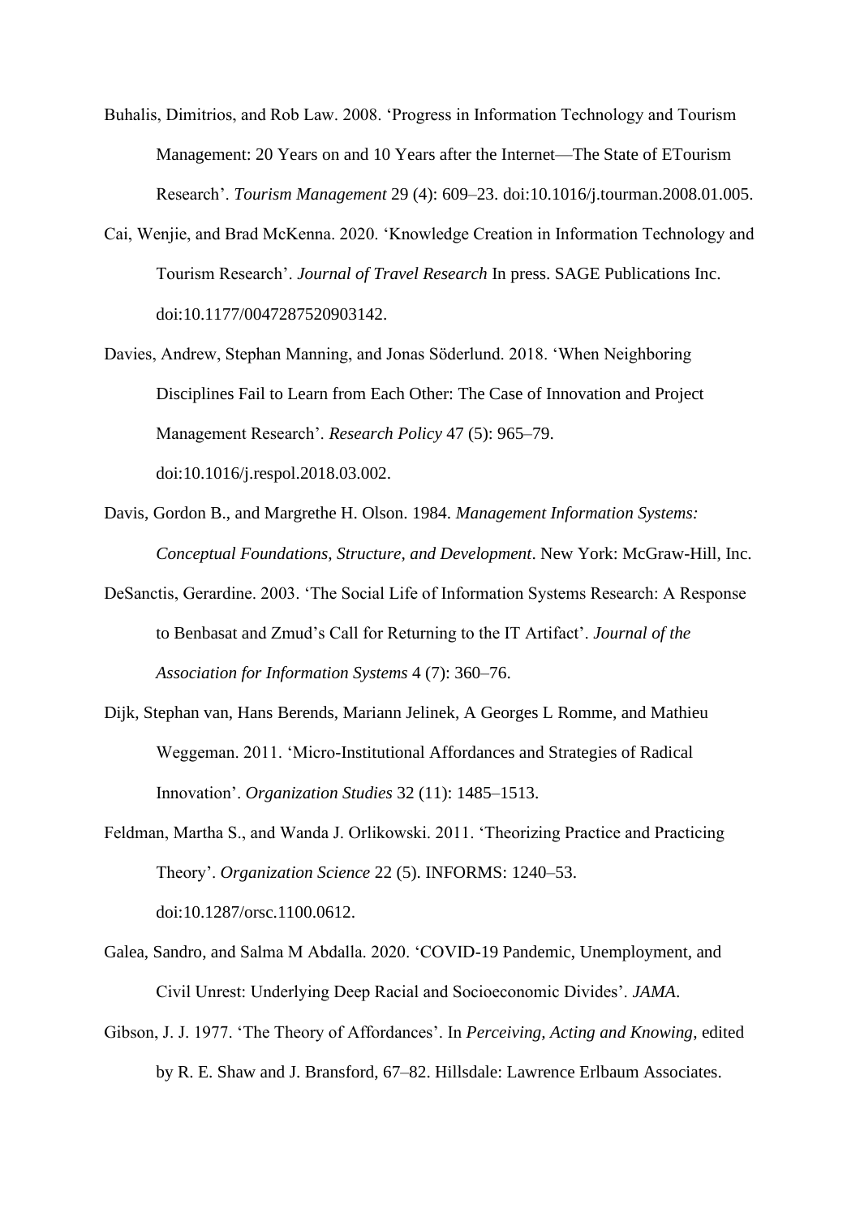Buhalis, Dimitrios, and Rob Law. 2008. 'Progress in Information Technology and Tourism Management: 20 Years on and 10 Years after the Internet—The State of ETourism Research'. *Tourism Management* 29 (4): 609–23. doi:10.1016/j.tourman.2008.01.005.

Cai, Wenjie, and Brad McKenna. 2020. 'Knowledge Creation in Information Technology and Tourism Research'. *Journal of Travel Research* In press. SAGE Publications Inc. doi:10.1177/0047287520903142.

Davies, Andrew, Stephan Manning, and Jonas Söderlund. 2018. 'When Neighboring Disciplines Fail to Learn from Each Other: The Case of Innovation and Project Management Research'. *Research Policy* 47 (5): 965–79. doi:10.1016/j.respol.2018.03.002.

Davis, Gordon B., and Margrethe H. Olson. 1984. *Management Information Systems: Conceptual Foundations, Structure, and Development*. New York: McGraw-Hill, Inc.

DeSanctis, Gerardine. 2003. 'The Social Life of Information Systems Research: A Response to Benbasat and Zmud's Call for Returning to the IT Artifact'. *Journal of the Association for Information Systems* 4 (7): 360–76.

Dijk, Stephan van, Hans Berends, Mariann Jelinek, A Georges L Romme, and Mathieu Weggeman. 2011. 'Micro-Institutional Affordances and Strategies of Radical Innovation'. *Organization Studies* 32 (11): 1485–1513.

Feldman, Martha S., and Wanda J. Orlikowski. 2011. 'Theorizing Practice and Practicing Theory'. *Organization Science* 22 (5). INFORMS: 1240–53. doi:10.1287/orsc.1100.0612.

Galea, Sandro, and Salma M Abdalla. 2020. 'COVID-19 Pandemic, Unemployment, and Civil Unrest: Underlying Deep Racial and Socioeconomic Divides'. *JAMA*.

Gibson, J. J. 1977. 'The Theory of Affordances'. In *Perceiving, Acting and Knowing*, edited by R. E. Shaw and J. Bransford, 67–82. Hillsdale: Lawrence Erlbaum Associates.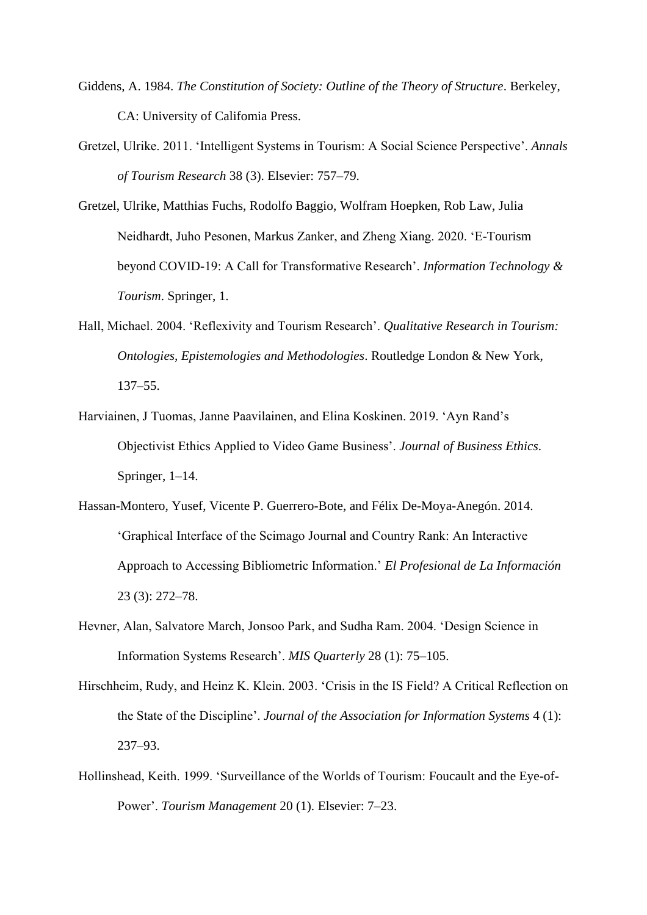Giddens, A. 1984. *The Constitution of Society: Outline of the Theory of Structure*. Berkeley, CA: University of Califomia Press.

Gretzel, Ulrike. 2011. 'Intelligent Systems in Tourism: A Social Science Perspective'. *Annals of Tourism Research* 38 (3). Elsevier: 757–79.

Gretzel, Ulrike, Matthias Fuchs, Rodolfo Baggio, Wolfram Hoepken, Rob Law, Julia Neidhardt, Juho Pesonen, Markus Zanker, and Zheng Xiang. 2020. 'E-Tourism beyond COVID-19: A Call for Transformative Research'. *Information Technology & Tourism*. Springer, 1.

Hall, Michael. 2004. 'Reflexivity and Tourism Research'. *Qualitative Research in Tourism: Ontologies, Epistemologies and Methodologies*. Routledge London & New York, 137–55.

Harviainen, J Tuomas, Janne Paavilainen, and Elina Koskinen. 2019. 'Ayn Rand's Objectivist Ethics Applied to Video Game Business'. *Journal of Business Ethics*. Springer, 1–14.

Hassan-Montero, Yusef, Vicente P. Guerrero-Bote, and Félix De-Moya-Anegón. 2014. 'Graphical Interface of the Scimago Journal and Country Rank: An Interactive Approach to Accessing Bibliometric Information.' *El Profesional de La Información* 23 (3): 272–78.

Hevner, Alan, Salvatore March, Jonsoo Park, and Sudha Ram. 2004. 'Design Science in Information Systems Research'. *MIS Quarterly* 28 (1): 75–105.

Hirschheim, Rudy, and Heinz K. Klein. 2003. 'Crisis in the IS Field? A Critical Reflection on the State of the Discipline'. *Journal of the Association for Information Systems* 4 (1): 237–93.

Hollinshead, Keith. 1999. 'Surveillance of the Worlds of Tourism: Foucault and the Eye-of-Power'. *Tourism Management* 20 (1). Elsevier: 7–23.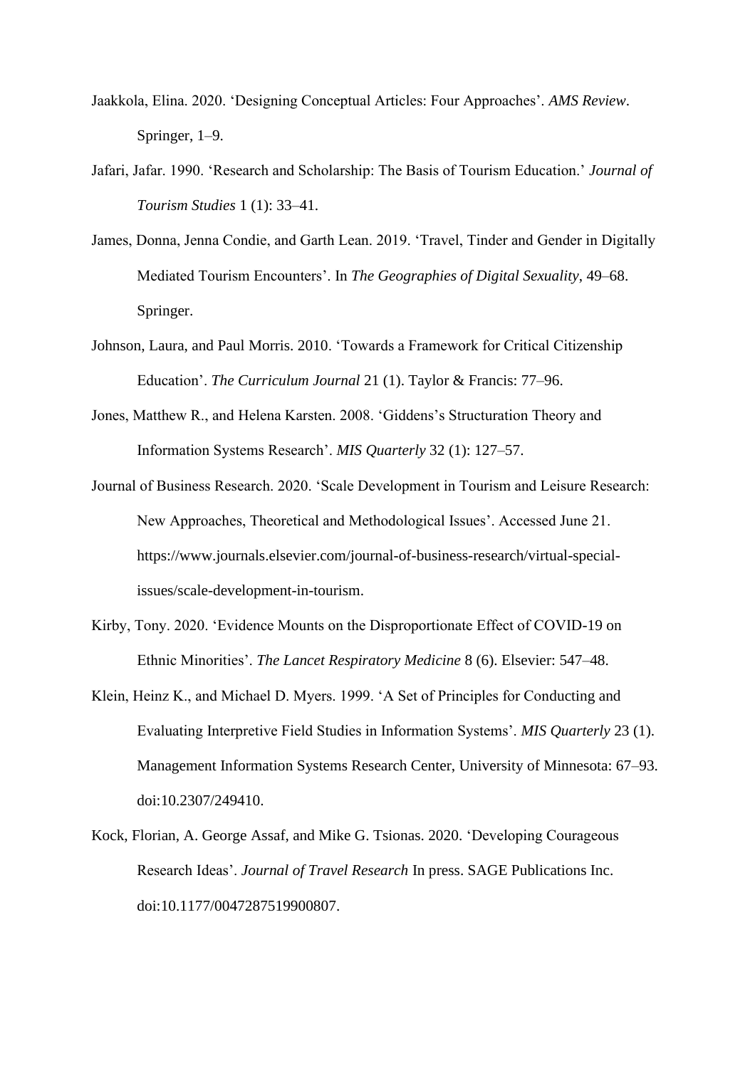Jaakkola, Elina. 2020. 'Designing Conceptual Articles: Four Approaches'. *AMS Review*. Springer, 1–9.

Jafari, Jafar. 1990. 'Research and Scholarship: The Basis of Tourism Education.' *Journal of Tourism Studies* 1 (1): 33–41.

James, Donna, Jenna Condie, and Garth Lean. 2019. 'Travel, Tinder and Gender in Digitally Mediated Tourism Encounters'. In *The Geographies of Digital Sexuality*, 49–68. Springer.

Johnson, Laura, and Paul Morris. 2010. 'Towards a Framework for Critical Citizenship Education'. *The Curriculum Journal* 21 (1). Taylor & Francis: 77–96.

Jones, Matthew R., and Helena Karsten. 2008. 'Giddens's Structuration Theory and Information Systems Research'. *MIS Quarterly* 32 (1): 127–57.

Journal of Business Research. 2020. 'Scale Development in Tourism and Leisure Research: New Approaches, Theoretical and Methodological Issues'. Accessed June 21. https://www.journals.elsevier.com/journal-of-business-research/virtual-special-issues/scale-development-in-tourism.

Kirby, Tony. 2020. 'Evidence Mounts on the Disproportionate Effect of COVID-19 on Ethnic Minorities'. *The Lancet Respiratory Medicine* 8 (6). Elsevier: 547–48.

Klein, Heinz K., and Michael D. Myers. 1999. 'A Set of Principles for Conducting and Evaluating Interpretive Field Studies in Information Systems'. *MIS Quarterly* 23 (1). Management Information Systems Research Center, University of Minnesota: 67–93. doi:10.2307/249410.

Kock, Florian, A. George Assaf, and Mike G. Tsionas. 2020. 'Developing Courageous Research Ideas'. *Journal of Travel Research* In press. SAGE Publications Inc. doi:10.1177/0047287519900807.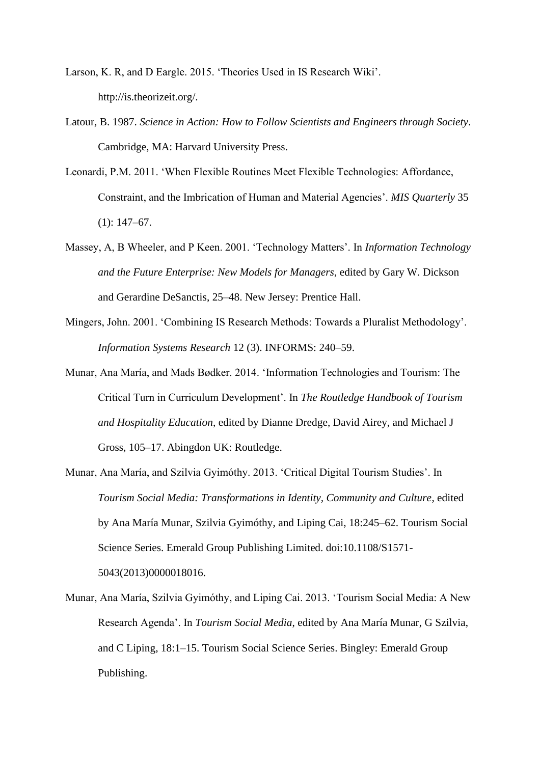Larson, K. R, and D Eargle. 2015. 'Theories Used in IS Research Wiki'. http://is.theorizeit.org/.

Latour, B. 1987. *Science in Action: How to Follow Scientists and Engineers through Society*. Cambridge, MA: Harvard University Press.

Leonardi, P.M. 2011. 'When Flexible Routines Meet Flexible Technologies: Affordance, Constraint, and the Imbrication of Human and Material Agencies'. *MIS Quarterly* 35 (1): 147–67.

Massey, A, B Wheeler, and P Keen. 2001. 'Technology Matters'. In *Information Technology and the Future Enterprise: New Models for Managers*, edited by Gary W. Dickson and Gerardine DeSanctis, 25–48. New Jersey: Prentice Hall.

Mingers, John. 2001. 'Combining IS Research Methods: Towards a Pluralist Methodology'. *Information Systems Research* 12 (3). INFORMS: 240–59.

Munar, Ana María, and Mads Bødker. 2014. 'Information Technologies and Tourism: The Critical Turn in Curriculum Development'. In *The Routledge Handbook of Tourism and Hospitality Education*, edited by Dianne Dredge, David Airey, and Michael J Gross, 105–17. Abingdon UK: Routledge.

Munar, Ana María, and Szilvia Gyimóthy. 2013. 'Critical Digital Tourism Studies'. In *Tourism Social Media: Transformations in Identity, Community and Culture*, edited by Ana María Munar, Szilvia Gyimóthy, and Liping Cai, 18:245–62. Tourism Social Science Series. Emerald Group Publishing Limited. doi:10.1108/S1571-5043(2013)0000018016.

Munar, Ana María, Szilvia Gyimóthy, and Liping Cai. 2013. 'Tourism Social Media: A New Research Agenda'. In *Tourism Social Media*, edited by Ana María Munar, G Szilvia, and C Liping, 18:1–15. Tourism Social Science Series. Bingley: Emerald Group Publishing.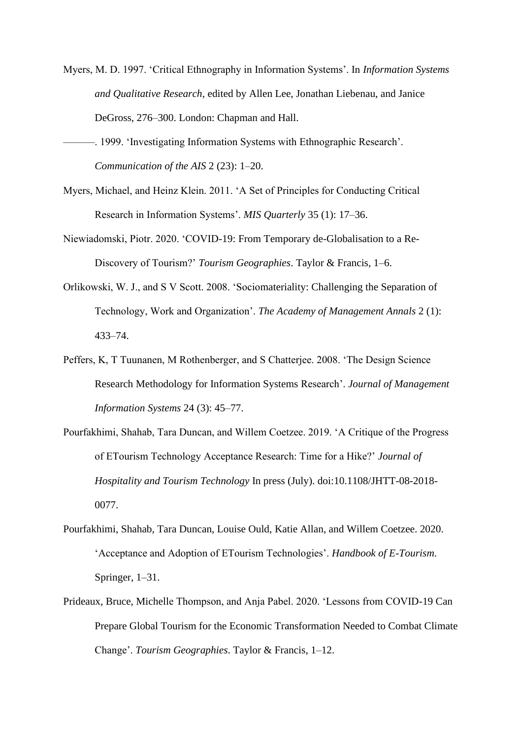Myers, M. D. 1997. ‘Critical Ethnography in Information Systems’. In *Information Systems and Qualitative Research*, edited by Allen Lee, Jonathan Liebenau, and Janice DeGross, 276–300. London: Chapman and Hall.

———. 1999. ‘Investigating Information Systems with Ethnographic Research’. *Communication of the AIS* 2 (23): 1–20.

Myers, Michael, and Heinz Klein. 2011. ‘A Set of Principles for Conducting Critical Research in Information Systems’. *MIS Quarterly* 35 (1): 17–36.

Niewiadomski, Piotr. 2020. ‘COVID-19: From Temporary de-Globalisation to a Re-Discovery of Tourism?’ *Tourism Geographies*. Taylor & Francis, 1–6.

Orlikowski, W. J., and S V Scott. 2008. ‘Sociomateriality: Challenging the Separation of Technology, Work and Organization’. *The Academy of Management Annals* 2 (1): 433–74.

Peffers, K, T Tuunanen, M Rothenberger, and S Chatterjee. 2008. ‘The Design Science Research Methodology for Information Systems Research’. *Journal of Management Information Systems* 24 (3): 45–77.

Pourfakhimi, Shahab, Tara Duncan, and Willem Coetzee. 2019. ‘A Critique of the Progress of ETourism Technology Acceptance Research: Time for a Hike?’ *Journal of Hospitality and Tourism Technology* In press (July). doi:10.1108/JHTT-08-2018-0077.

Pourfakhimi, Shahab, Tara Duncan, Louise Ould, Katie Allan, and Willem Coetzee. 2020. ‘Acceptance and Adoption of ETourism Technologies’. *Handbook of E-Tourism*. Springer, 1–31.

Prideaux, Bruce, Michelle Thompson, and Anja Pabel. 2020. ‘Lessons from COVID-19 Can Prepare Global Tourism for the Economic Transformation Needed to Combat Climate Change’. *Tourism Geographies*. Taylor & Francis, 1–12.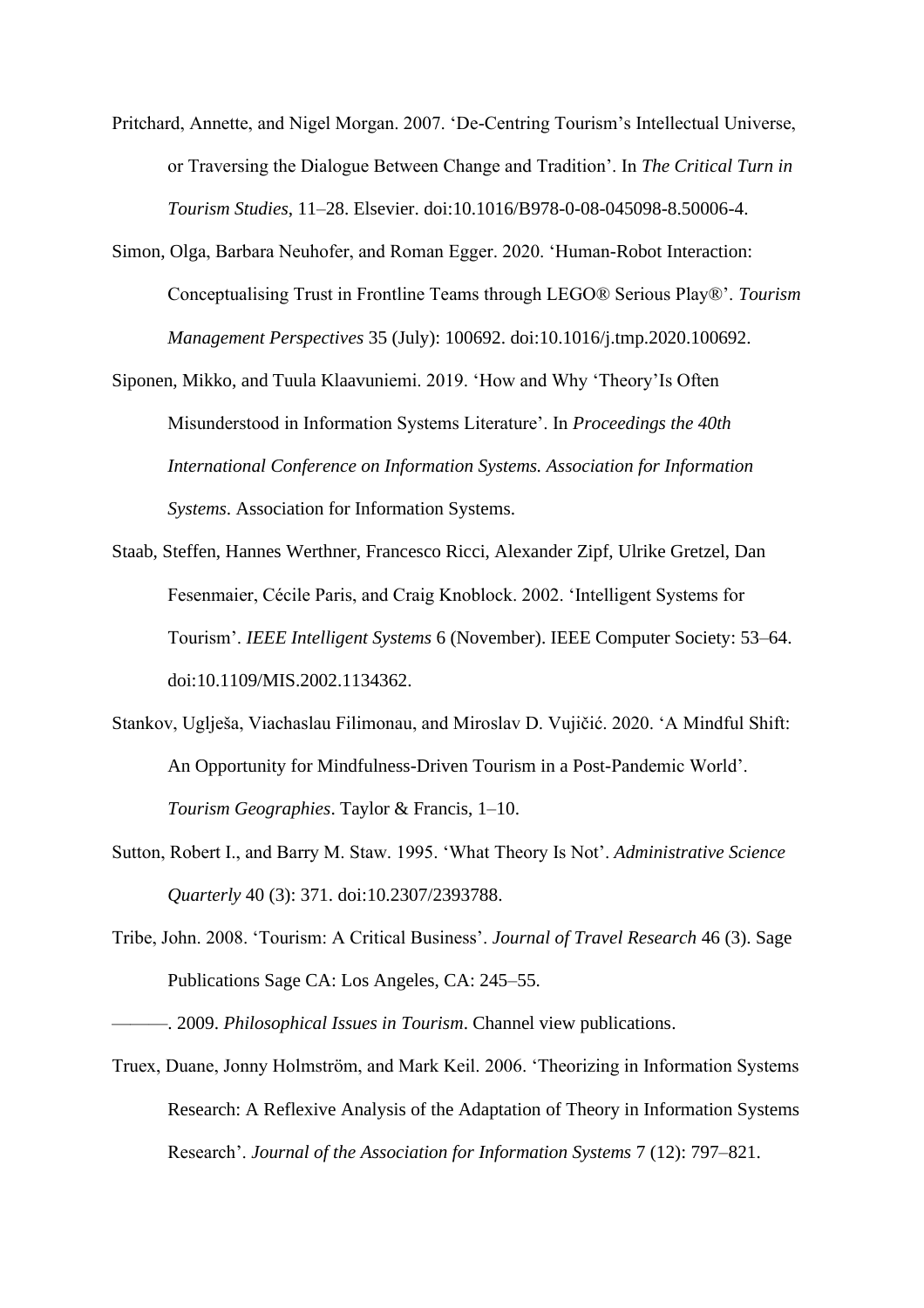Pritchard, Annette, and Nigel Morgan. 2007. 'De-Centring Tourism's Intellectual Universe, or Traversing the Dialogue Between Change and Tradition'. In *The Critical Turn in Tourism Studies*, 11–28. Elsevier. doi:10.1016/B978-0-08-045098-8.50006-4.

Simon, Olga, Barbara Neuhofer, and Roman Egger. 2020. 'Human-Robot Interaction: Conceptualising Trust in Frontline Teams through LEGO® Serious Play®'. *Tourism Management Perspectives* 35 (July): 100692. doi:10.1016/j.tmp.2020.100692.

Siponen, Mikko, and Tuula Klaavuniemi. 2019. 'How and Why 'Theory'Is Often Misunderstood in Information Systems Literature'. In *Proceedings the 40th International Conference on Information Systems. Association for Information Systems*. Association for Information Systems.

Staab, Steffen, Hannes Werthner, Francesco Ricci, Alexander Zipf, Ulrike Gretzel, Dan Fesenmaier, Cécile Paris, and Craig Knoblock. 2002. 'Intelligent Systems for Tourism'. *IEEE Intelligent Systems* 6 (November). IEEE Computer Society: 53–64. doi:10.1109/MIS.2002.1134362.

Stankov, Uglješa, Viachaslau Filimonau, and Miroslav D. Vujičić. 2020. 'A Mindful Shift: An Opportunity for Mindfulness-Driven Tourism in a Post-Pandemic World'. *Tourism Geographies*. Taylor & Francis, 1–10.

Sutton, Robert I., and Barry M. Staw. 1995. 'What Theory Is Not'. *Administrative Science Quarterly* 40 (3): 371. doi:10.2307/2393788.

Tribe, John. 2008. 'Tourism: A Critical Business'. *Journal of Travel Research* 46 (3). Sage Publications Sage CA: Los Angeles, CA: 245–55.

———. 2009. *Philosophical Issues in Tourism*. Channel view publications.

Truex, Duane, Jonny Holmström, and Mark Keil. 2006. 'Theorizing in Information Systems Research: A Reflexive Analysis of the Adaptation of Theory in Information Systems Research'. *Journal of the Association for Information Systems* 7 (12): 797–821.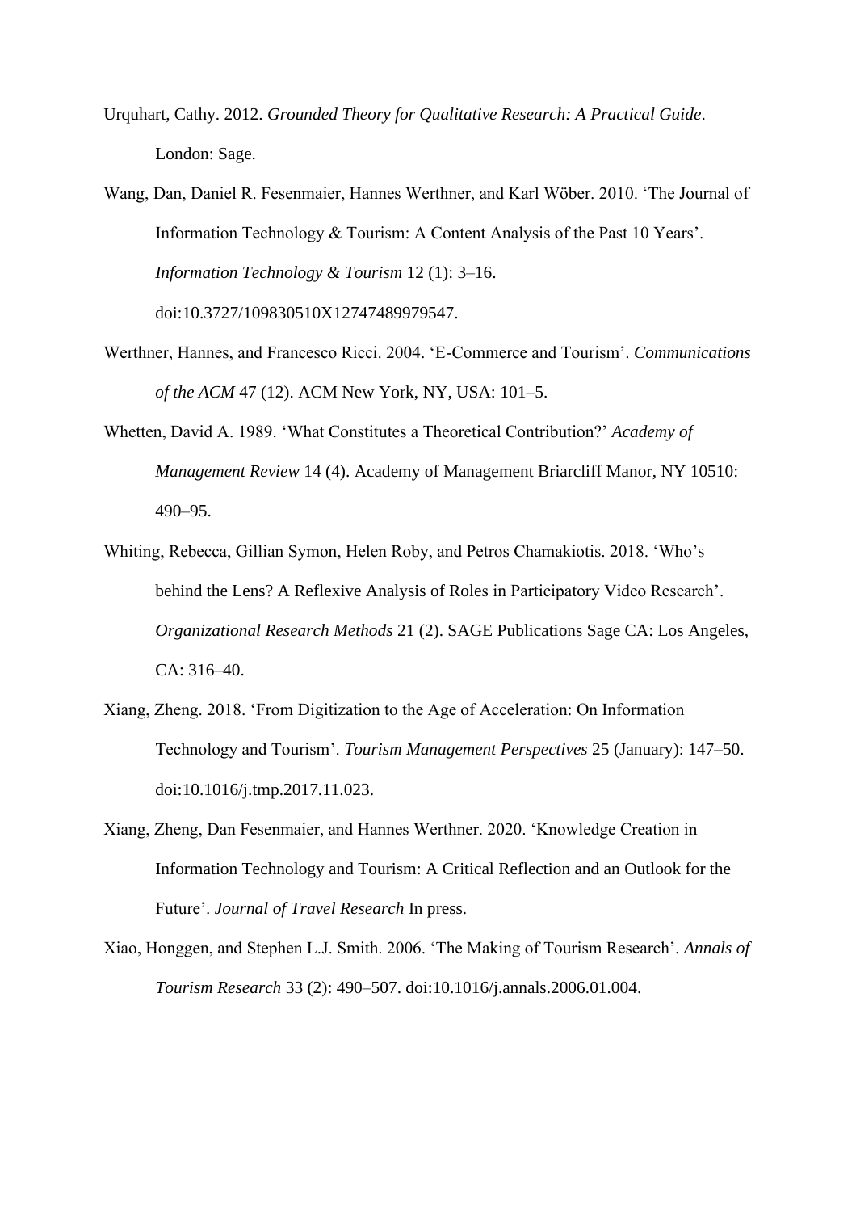Urquhart, Cathy. 2012. *Grounded Theory for Qualitative Research: A Practical Guide*. London: Sage.

Wang, Dan, Daniel R. Fesenmaier, Hannes Werthner, and Karl Wöber. 2010. 'The Journal of Information Technology & Tourism: A Content Analysis of the Past 10 Years'. *Information Technology & Tourism* 12 (1): 3–16. doi:10.3727/109830510X12747489979547.

Werthner, Hannes, and Francesco Ricci. 2004. 'E-Commerce and Tourism'. *Communications of the ACM* 47 (12). ACM New York, NY, USA: 101–5.

Whetten, David A. 1989. 'What Constitutes a Theoretical Contribution?' *Academy of Management Review* 14 (4). Academy of Management Briarcliff Manor, NY 10510: 490–95.

Whiting, Rebecca, Gillian Symon, Helen Roby, and Petros Chamakiotis. 2018. 'Who's behind the Lens? A Reflexive Analysis of Roles in Participatory Video Research'. *Organizational Research Methods* 21 (2). SAGE Publications Sage CA: Los Angeles, CA: 316–40.

Xiang, Zheng. 2018. 'From Digitization to the Age of Acceleration: On Information Technology and Tourism'. *Tourism Management Perspectives* 25 (January): 147–50. doi:10.1016/j.tmp.2017.11.023.

Xiang, Zheng, Dan Fesenmaier, and Hannes Werthner. 2020. 'Knowledge Creation in Information Technology and Tourism: A Critical Reflection and an Outlook for the Future'. *Journal of Travel Research* In press.

Xiao, Honggen, and Stephen L.J. Smith. 2006. 'The Making of Tourism Research'. *Annals of Tourism Research* 33 (2): 490–507. doi:10.1016/j.annals.2006.01.004.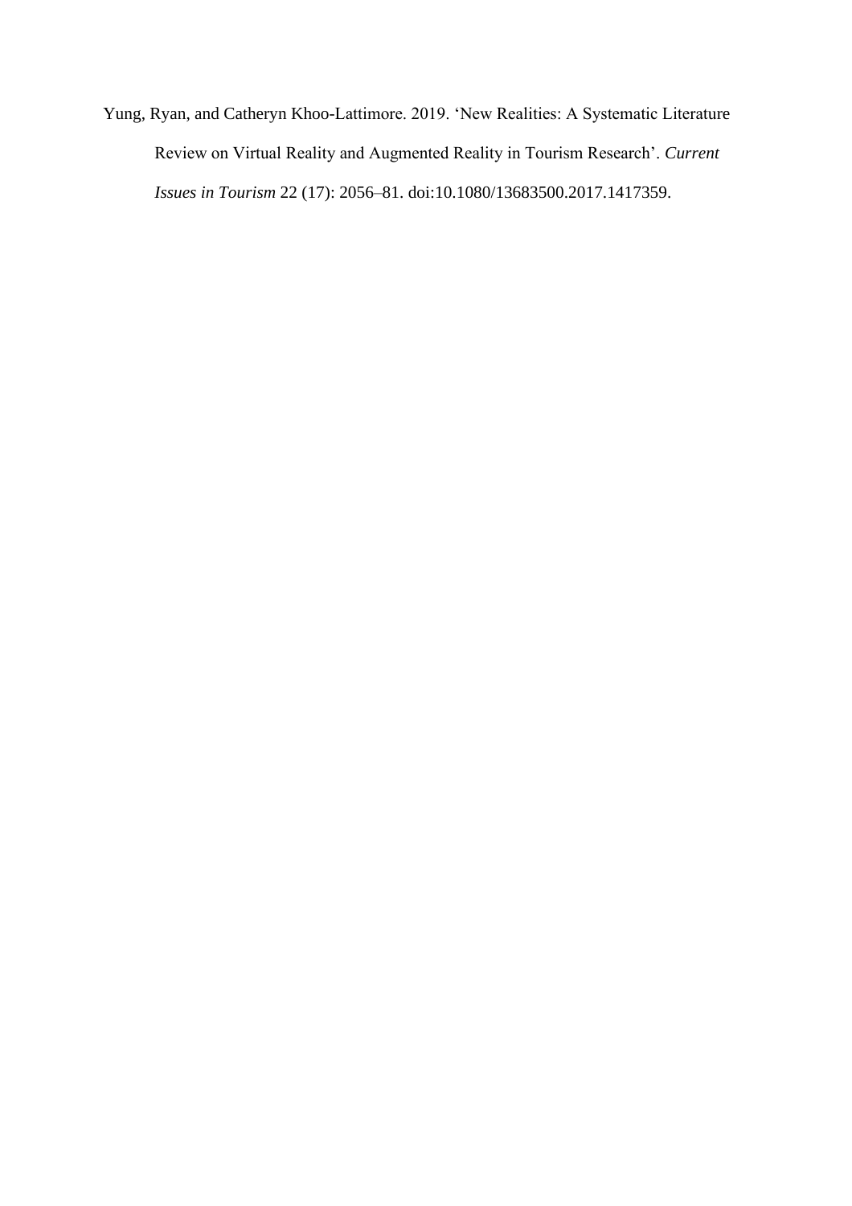Yung, Ryan, and Catheryn Khoo-Lattimore. 2019. 'New Realities: A Systematic Literature Review on Virtual Reality and Augmented Reality in Tourism Research'. *Current Issues in Tourism* 22 (17): 2056–81. doi:10.1080/13683500.2017.1417359.